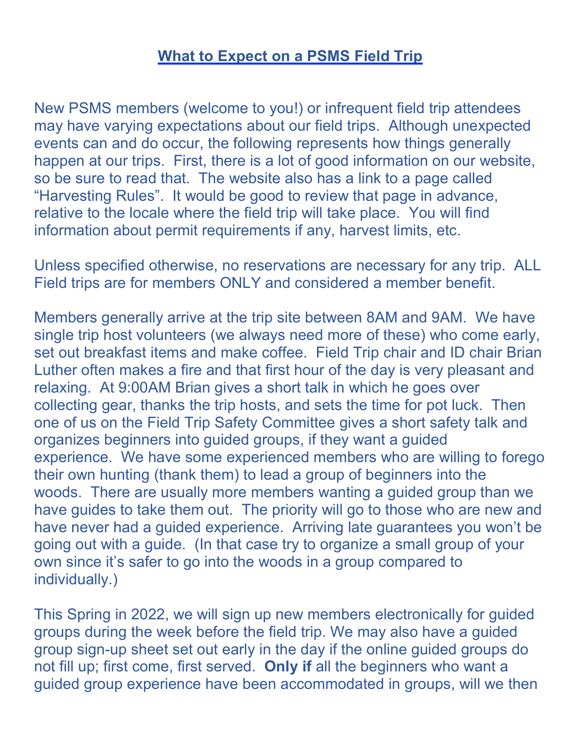## What to Expect on a PSMS Field Trip

New PSMS members (welcome to you!) or infrequent field trip attendees may have varying expectations about our field trips. Although unexpected events can and do occur, the following represents how things generally happen at our trips. First, there is a lot of good information on our website, so be sure to read that. The website also has a link to a page called "Harvesting Rules". It would be good to review that page in advance, relative to the locale where the field trip will take place. You will find information about permit requirements if any, harvest limits, etc.

Unless specified otherwise, no reservations are necessary for any trip. ALL Field trips are for members ONLY and considered a member benefit.

Members generally arrive at the trip site between 8AM and 9AM. We have single trip host volunteers (we always need more of these) who come early, set out breakfast items and make coffee. Field Trip chair and ID chair Brian Luther often makes a fire and that first hour of the day is very pleasant and relaxing. At 9:00AM Brian gives a short talk in which he goes over collecting gear, thanks the trip hosts, and sets the time for pot luck. Then one of us on the Field Trip Safety Committee gives a short safety talk and organizes beginners into guided groups, if they want a guided experience. We have some experienced members who are willing to forego their own hunting (thank them) to lead a group of beginners into the woods. There are usually more members wanting a guided group than we have guides to take them out. The priority will go to those who are new and have never had a guided experience. Arriving late guarantees you won't be going out with a guide. (In that case try to organize a small group of your own since it's safer to go into the woods in a group compared to individually.)

This Spring in 2022, we will sign up new members electronically for guided groups during the week before the field trip. We may also have a guided group sign-up sheet set out early in the day if the online guided groups do not fill up; first come, first served. **Only if** all the beginners who want a guided group experience have been accommodated in groups, will we then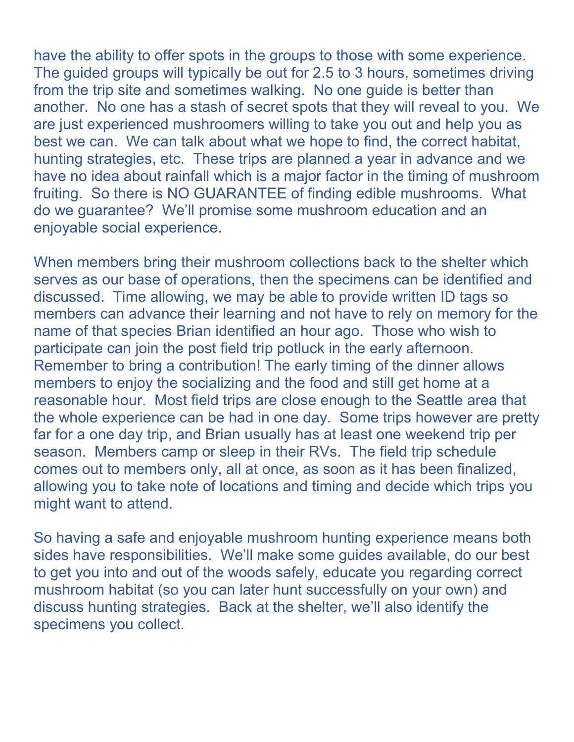have the ability to offer spots in the groups to those with some experience. The guided groups will typically be out for 2.5 to 3 hours, sometimes driving from the trip site and sometimes walking. No one guide is better than another. No one has a stash of secret spots that they will reveal to you. We are just experienced mushroomers willing to take you out and help you as best we can. We can talk about what we hope to find, the correct habitat, hunting strategies, etc. These trips are planned a year in advance and we have no idea about rainfall which is a major factor in the timing of mushroom fruiting. So there is NO GUARANTEE of finding edible mushrooms. What do we guarantee? We'll promise some mushroom education and an enjoyable social experience.

When members bring their mushroom collections back to the shelter which serves as our base of operations, then the specimens can be identified and discussed. Time allowing, we may be able to provide written ID tags so members can advance their learning and not have to rely on memory for the name of that species Brian identified an hour ago. Those who wish to participate can join the post field trip potluck in the early afternoon. Remember to bring a contribution! The early timing of the dinner allows members to enjoy the socializing and the food and still get home at a reasonable hour. Most field trips are close enough to the Seattle area that the whole experience can be had in one day. Some trips however are pretty far for a one day trip, and Brian usually has at least one weekend trip per season. Members camp or sleep in their RVs. The field trip schedule comes out to members only, all at once, as soon as it has been finalized, allowing you to take note of locations and timing and decide which trips you might want to attend.

So having a safe and enjoyable mushroom hunting experience means both sides have responsibilities. We'll make some guides available, do our best to get you into and out of the woods safely, educate you regarding correct mushroom habitat (so you can later hunt successfully on your own) and discuss hunting strategies. Back at the shelter, we'll also identify the specimens you collect.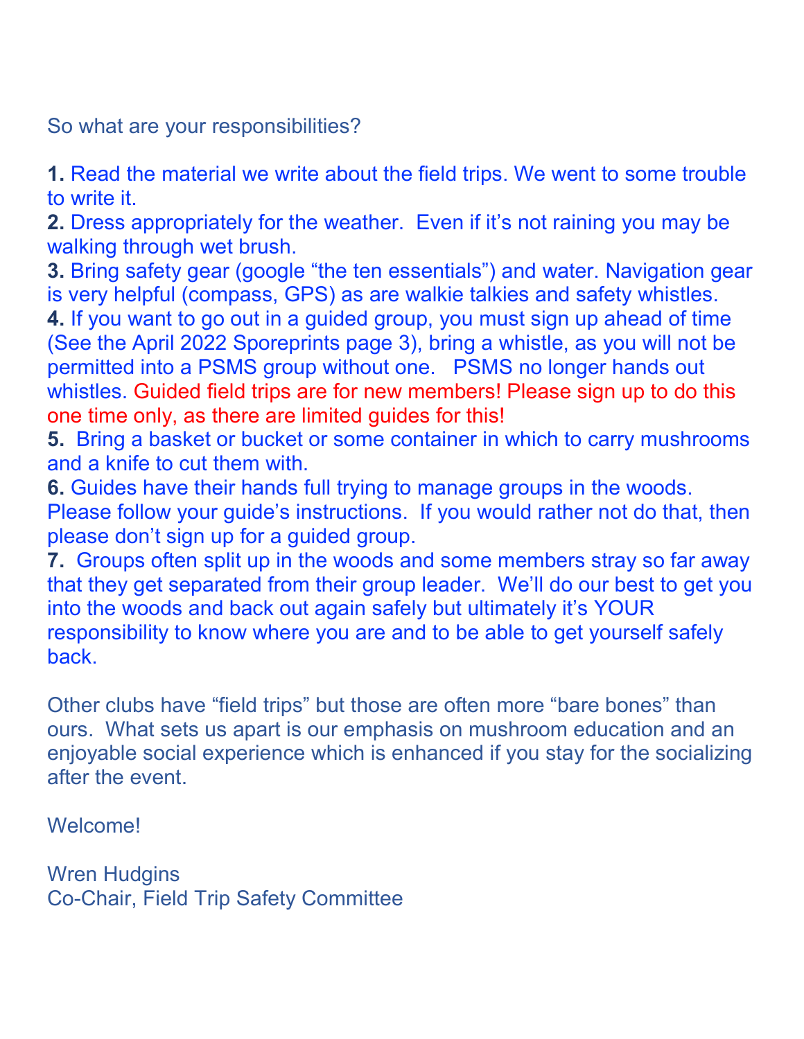So what are your responsibilities?

**1.** Read the material we write about the field trips. We went to some trouble to write it.
**2.** Dress appropriately for the weather. Even if it's not raining you may be walking through wet brush.
**3.** Bring safety gear (google "the ten essentials") and water. Navigation gear is very helpful (compass, GPS) as are walkie talkies and safety whistles.
**4.** If you want to go out in a guided group, you must sign up ahead of time (See the April 2022 Sporeprints page 3), bring a whistle, as you will not be permitted into a PSMS group without one. PSMS no longer hands out whistles. Guided field trips are for new members! Please sign up to do this one time only, as there are limited guides for this!
**5.** Bring a basket or bucket or some container in which to carry mushrooms and a knife to cut them with.
**6.** Guides have their hands full trying to manage groups in the woods. Please follow your guide's instructions. If you would rather not do that, then please don't sign up for a guided group.
**7.** Groups often split up in the woods and some members stray so far away that they get separated from their group leader. We'll do our best to get you into the woods and back out again safely but ultimately it's YOUR responsibility to know where you are and to be able to get yourself safely back.

Other clubs have "field trips" but those are often more "bare bones" than ours. What sets us apart is our emphasis on mushroom education and an enjoyable social experience which is enhanced if you stay for the socializing after the event.

Welcome!

Wren Hudgins
Co-Chair, Field Trip Safety Committee